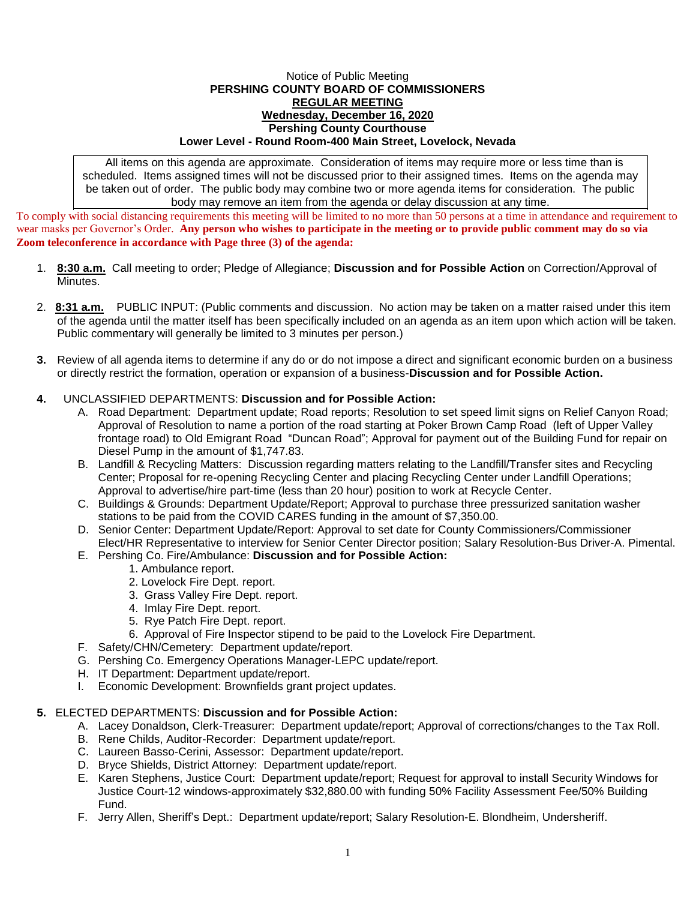Notice of Public Meeting

**PERSHING COUNTY BOARD OF COMMISSIONERS**

**REGULAR MEETING**

**Wednesday, December 16, 2020**

**Pershing County Courthouse**

**Lower Level - Round Room-400 Main Street, Lovelock, Nevada**

All items on this agenda are approximate. Consideration of items may require more or less time than is scheduled. Items assigned times will not be discussed prior to their assigned times. Items on the agenda may be taken out of order. The public body may combine two or more agenda items for consideration. The public body may remove an item from the agenda or delay discussion at any time.

To comply with social distancing requirements this meeting will be limited to no more than 50 persons at a time in attendance and requirement to wear masks per Governor's Order. **Any person who wishes to participate in the meeting or to provide public comment may do so via Zoom teleconference in accordance with Page three (3) of the agenda:**

1. **8:30 a.m.** Call meeting to order; Pledge of Allegiance; **Discussion and for Possible Action** on Correction/Approval of Minutes.

2. **8:31 a.m.** PUBLIC INPUT: (Public comments and discussion. No action may be taken on a matter raised under this item of the agenda until the matter itself has been specifically included on an agenda as an item upon which action will be taken. Public commentary will generally be limited to 3 minutes per person.)

3. Review of all agenda items to determine if any do or do not impose a direct and significant economic burden on a business or directly restrict the formation, operation or expansion of a business-**Discussion and for Possible Action.**

4. UNCLASSIFIED DEPARTMENTS: **Discussion and for Possible Action:**
   - A. Road Department: Department update; Road reports; Resolution to set speed limit signs on Relief Canyon Road; Approval of Resolution to name a portion of the road starting at Poker Brown Camp Road (left of Upper Valley frontage road) to Old Emigrant Road "Duncan Road"; Approval for payment out of the Building Fund for repair on Diesel Pump in the amount of $1,747.83.
   - B. Landfill & Recycling Matters: Discussion regarding matters relating to the Landfill/Transfer sites and Recycling Center; Proposal for re-opening Recycling Center and placing Recycling Center under Landfill Operations; Approval to advertise/hire part-time (less than 20 hour) position to work at Recycle Center.
   - C. Buildings & Grounds: Department Update/Report; Approval to purchase three pressurized sanitation washer stations to be paid from the COVID CARES funding in the amount of $7,350.00.
   - D. Senior Center: Department Update/Report: Approval to set date for County Commissioners/Commissioner Elect/HR Representative to interview for Senior Center Director position; Salary Resolution-Bus Driver-A. Pimental.
   - E. Pershing Co. Fire/Ambulance: **Discussion and for Possible Action:**
     1. Ambulance report.
     2. Lovelock Fire Dept. report.
     3. Grass Valley Fire Dept. report.
     4. Imlay Fire Dept. report.
     5. Rye Patch Fire Dept. report.
     6. Approval of Fire Inspector stipend to be paid to the Lovelock Fire Department.
   - F. Safety/CHN/Cemetery: Department update/report.
   - G. Pershing Co. Emergency Operations Manager-LEPC update/report.
   - H. IT Department: Department update/report.
   - I. Economic Development: Brownfields grant project updates.

5. ELECTED DEPARTMENTS: **Discussion and for Possible Action:**
   - A. Lacey Donaldson, Clerk-Treasurer: Department update/report; Approval of corrections/changes to the Tax Roll.
   - B. Rene Childs, Auditor-Recorder: Department update/report.
   - C. Laureen Basso-Cerini, Assessor: Department update/report.
   - D. Bryce Shields, District Attorney: Department update/report.
   - E. Karen Stephens, Justice Court: Department update/report; Request for approval to install Security Windows for Justice Court-12 windows-approximately $32,880.00 with funding 50% Facility Assessment Fee/50% Building Fund.
   - F. Jerry Allen, Sheriff's Dept.: Department update/report; Salary Resolution-E. Blondheim, Undersheriff.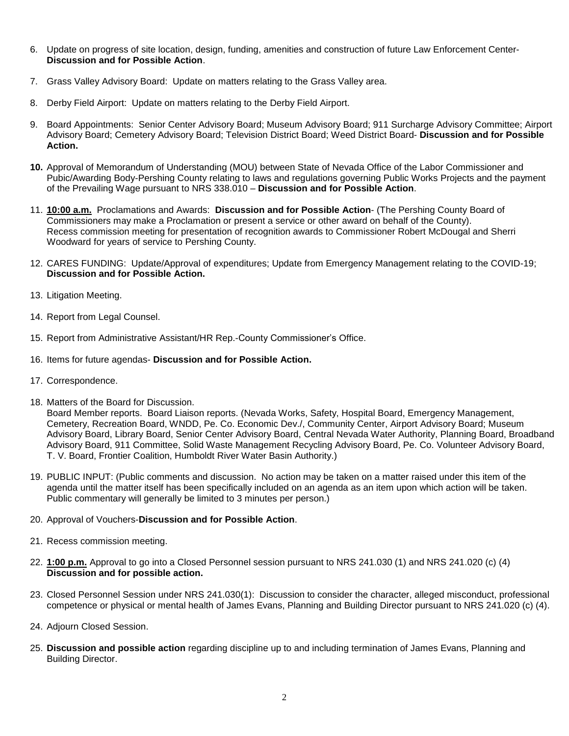6. Update on progress of site location, design, funding, amenities and construction of future Law Enforcement Center- **Discussion and for Possible Action**.

7. Grass Valley Advisory Board: Update on matters relating to the Grass Valley area.

8. Derby Field Airport: Update on matters relating to the Derby Field Airport.

9. Board Appointments: Senior Center Advisory Board; Museum Advisory Board; 911 Surcharge Advisory Committee; Airport Advisory Board; Cemetery Advisory Board; Television District Board; Weed District Board- **Discussion and for Possible Action.**

**10.** Approval of Memorandum of Understanding (MOU) between State of Nevada Office of the Labor Commissioner and Pubic/Awarding Body-Pershing County relating to laws and regulations governing Public Works Projects and the payment of the Prevailing Wage pursuant to NRS 338.010 – **Discussion and for Possible Action**.

11. **10:00 a.m.** Proclamations and Awards: **Discussion and for Possible Action**- (The Pershing County Board of Commissioners may make a Proclamation or present a service or other award on behalf of the County). Recess commission meeting for presentation of recognition awards to Commissioner Robert McDougal and Sherri Woodward for years of service to Pershing County.

12. CARES FUNDING: Update/Approval of expenditures; Update from Emergency Management relating to the COVID-19; **Discussion and for Possible Action.**

13. Litigation Meeting.

14. Report from Legal Counsel.

15. Report from Administrative Assistant/HR Rep.-County Commissioner's Office.

16. Items for future agendas- **Discussion and for Possible Action.**

17. Correspondence.

18. Matters of the Board for Discussion.
    Board Member reports. Board Liaison reports. (Nevada Works, Safety, Hospital Board, Emergency Management, Cemetery, Recreation Board, WNDD, Pe. Co. Economic Dev./, Community Center, Airport Advisory Board; Museum Advisory Board, Library Board, Senior Center Advisory Board, Central Nevada Water Authority, Planning Board, Broadband Advisory Board, 911 Committee, Solid Waste Management Recycling Advisory Board, Pe. Co. Volunteer Advisory Board, T. V. Board, Frontier Coalition, Humboldt River Water Basin Authority.)

19. PUBLIC INPUT: (Public comments and discussion. No action may be taken on a matter raised under this item of the agenda until the matter itself has been specifically included on an agenda as an item upon which action will be taken. Public commentary will generally be limited to 3 minutes per person.)

20. Approval of Vouchers-**Discussion and for Possible Action**.

21. Recess commission meeting.

22. **1:00 p.m.** Approval to go into a Closed Personnel session pursuant to NRS 241.030 (1) and NRS 241.020 (c) (4) **Discussion and for possible action.**

23. Closed Personnel Session under NRS 241.030(1): Discussion to consider the character, alleged misconduct, professional competence or physical or mental health of James Evans, Planning and Building Director pursuant to NRS 241.020 (c) (4).

24. Adjourn Closed Session.

25. **Discussion and possible action** regarding discipline up to and including termination of James Evans, Planning and Building Director.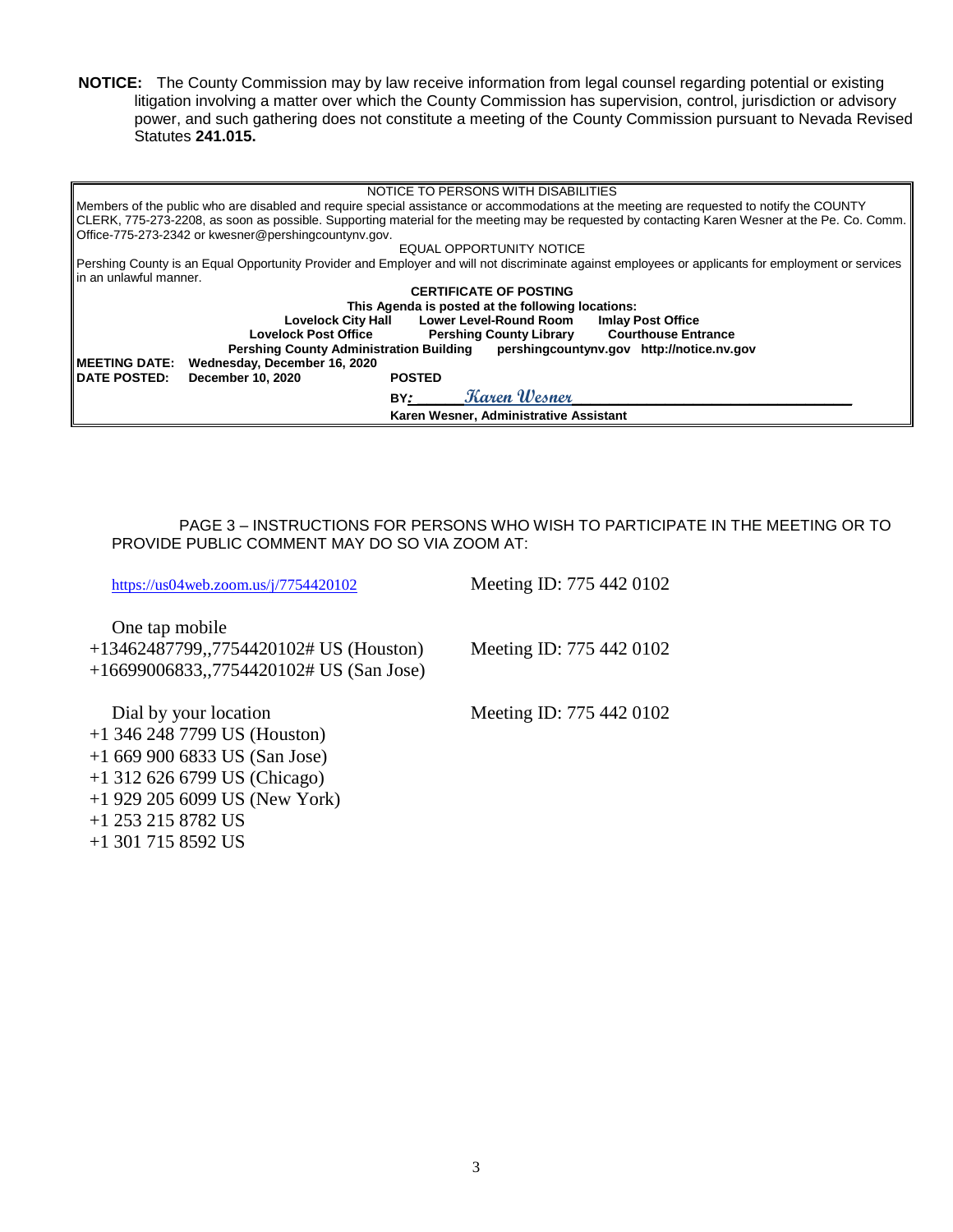**NOTICE:** The County Commission may by law receive information from legal counsel regarding potential or existing litigation involving a matter over which the County Commission has supervision, control, jurisdiction or advisory power, and such gathering does not constitute a meeting of the County Commission pursuant to Nevada Revised Statutes **241.015.**

NOTICE TO PERSONS WITH DISABILITIES

Members of the public who are disabled and require special assistance or accommodations at the meeting are requested to notify the COUNTY CLERK, 775-273-2208, as soon as possible. Supporting material for the meeting may be requested by contacting Karen Wesner at the Pe. Co. Comm. Office-775-273-2342 or kwesner@pershingcountynv.gov.

EQUAL OPPORTUNITY NOTICE

Pershing County is an Equal Opportunity Provider and Employer and will not discriminate against employees or applicants for employment or services in an unlawful manner.

**CERTIFICATE OF POSTING**

**This Agenda is posted at the following locations:**

**Lovelock City Hall  Lower Level-Round Room  Imlay Post Office**
**Lovelock Post Office  Pershing County Library  Courthouse Entrance**
**Pershing County Administration Building  pershingcountynv.gov  http://notice.nv.gov**

**MEETING DATE:** **Wednesday, December 16, 2020**
**DATE POSTED:** **December 10, 2020** **POSTED**

**BY:** *Karen Wesner*
**Karen Wesner, Administrative Assistant**

PAGE 3 – INSTRUCTIONS FOR PERSONS WHO WISH TO PARTICIPATE IN THE MEETING OR TO PROVIDE PUBLIC COMMENT MAY DO SO VIA ZOOM AT:

https://us04web.zoom.us/j/7754420102 Meeting ID: 775 442 0102

One tap mobile
+13462487799,,7754420102# US (Houston) Meeting ID: 775 442 0102
+16699006833,,7754420102# US (San Jose)

Dial by your location Meeting ID: 775 442 0102
+1 346 248 7799 US (Houston)
+1 669 900 6833 US (San Jose)
+1 312 626 6799 US (Chicago)
+1 929 205 6099 US (New York)
+1 253 215 8782 US
+1 301 715 8592 US